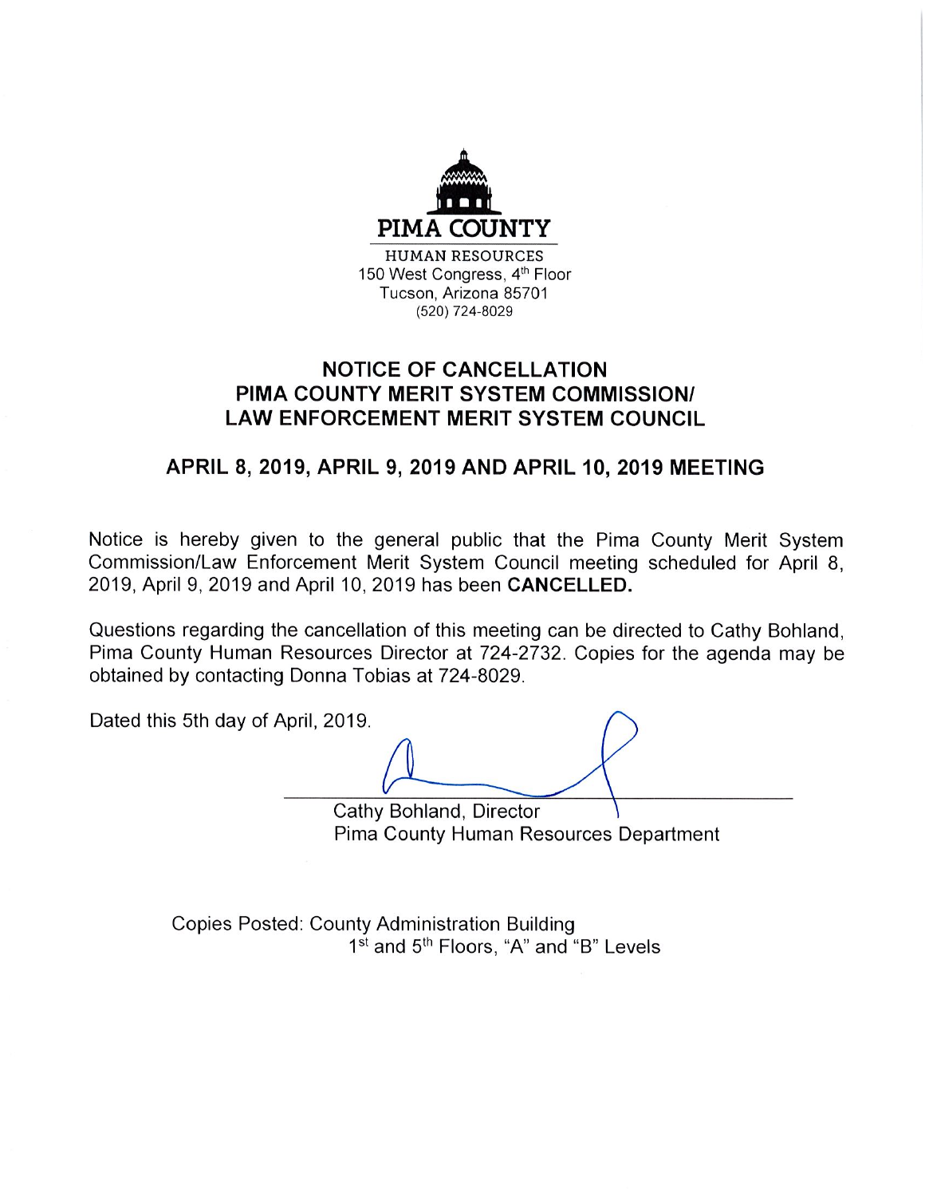**PIMA COUNTY**

HUMAN RESOURCES
150 West Congress, 4th Floor
Tucson, Arizona 85701
(520) 724-8029

# NOTICE OF CANCELLATION
# PIMA COUNTY MERIT SYSTEM COMMISSION/ LAW ENFORCEMENT MERIT SYSTEM COUNCIL

## APRIL 8, 2019, APRIL 9, 2019 AND APRIL 10, 2019 MEETING

Notice is hereby given to the general public that the Pima County Merit System Commission/Law Enforcement Merit System Council meeting scheduled for April 8, 2019, April 9, 2019 and April 10, 2019 has been **CANCELLED.**

Questions regarding the cancellation of this meeting can be directed to Cathy Bohland, Pima County Human Resources Director at 724-2732. Copies for the agenda may be obtained by contacting Donna Tobias at 724-8029.

Dated this 5th day of April, 2019.

Cathy Bohland, Director
Pima County Human Resources Department

Copies Posted: County Administration Building
1st and 5th Floors, "A" and "B" Levels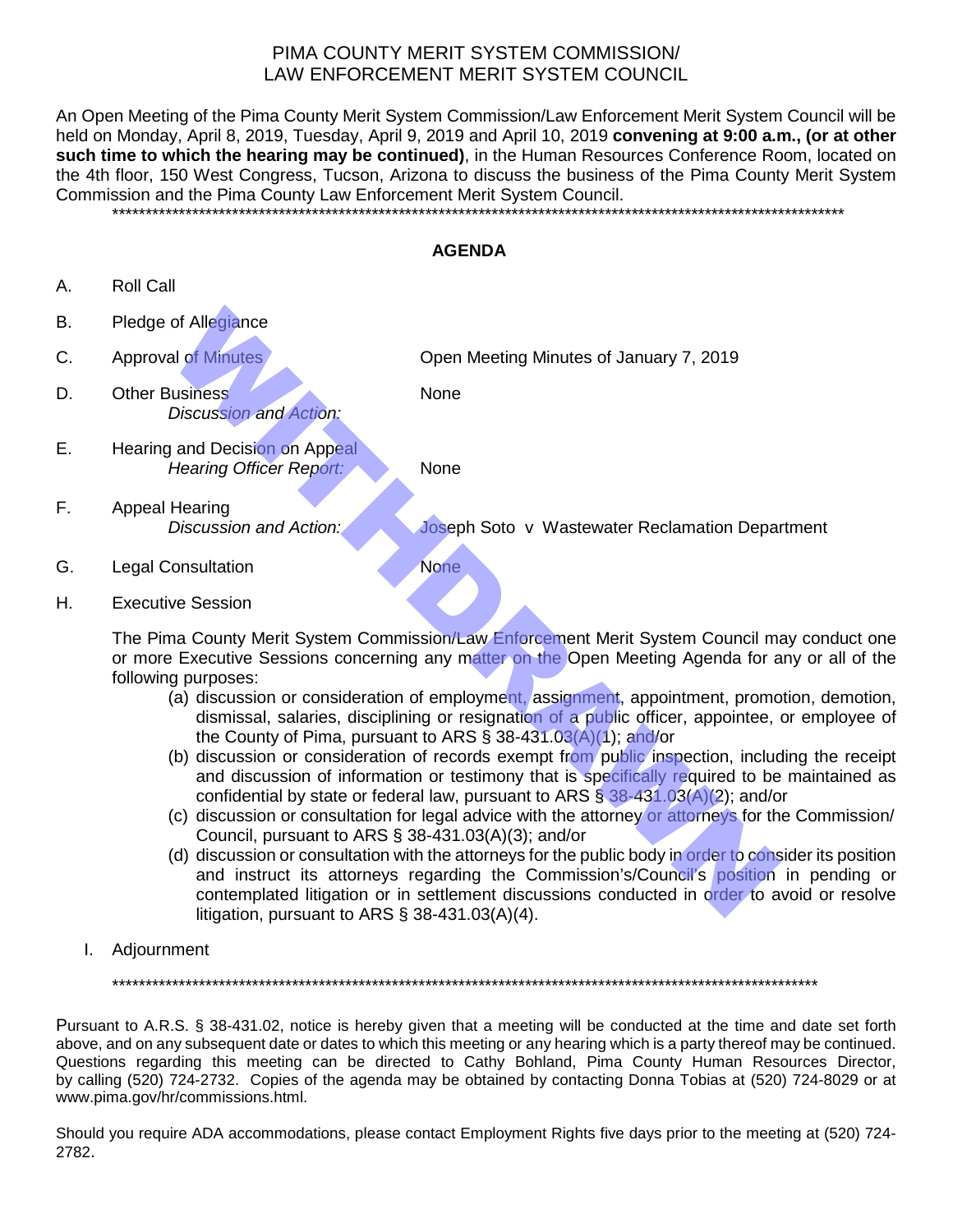# PIMA COUNTY MERIT SYSTEM COMMISSION/ LAW ENFORCEMENT MERIT SYSTEM COUNCIL

An Open Meeting of the Pima County Merit System Commission/Law Enforcement Merit System Council will be held on Monday, April 8, 2019, Tuesday, April 9, 2019 and April 10, 2019 **convening at 9:00 a.m., (or at other such time to which the hearing may be continued)**, in the Human Resources Conference Room, located on the 4th floor, 150 West Congress, Tucson, Arizona to discuss the business of the Pima County Merit System Commission and the Pima County Law Enforcement Merit System Council.

\*\*\*\*\*\*\*\*\*\*\*\*\*\*\*\*\*\*\*\*\*\*\*\*\*\*\*\*\*\*\*\*\*\*\*\*\*\*\*\*\*\*\*\*\*\*\*\*\*\*\*\*\*\*\*\*\*\*\*\*\*\*\*\*\*\*\*\*\*\*\*\*\*\*\*\*\*\*\*\*\*\*\*\*\*\*\*\*\*\*\*\*\*\*\*\*\*\*\*\*\*\*\*\*\*\*\*\*\*\*

WITHDRAWN

## AGENDA

A. Roll Call

B. Pledge of Allegiance

C. Approval of Minutes — Open Meeting Minutes of January 7, 2019

D. Other Business
*Discussion and Action:* None

E. Hearing and Decision on Appeal
*Hearing Officer Report:* None

F. Appeal Hearing
*Discussion and Action:* Joseph Soto v Wastewater Reclamation Department

G. Legal Consultation — None

H. Executive Session

The Pima County Merit System Commission/Law Enforcement Merit System Council may conduct one or more Executive Sessions concerning any matter on the Open Meeting Agenda for any or all of the following purposes:

(a) discussion or consideration of employment, assignment, appointment, promotion, demotion, dismissal, salaries, disciplining or resignation of a public officer, appointee, or employee of the County of Pima, pursuant to ARS § 38-431.03(A)(1); and/or

(b) discussion or consideration of records exempt from public inspection, including the receipt and discussion of information or testimony that is specifically required to be maintained as confidential by state or federal law, pursuant to ARS § 38-431.03(A)(2); and/or

(c) discussion or consultation for legal advice with the attorney or attorneys for the Commission/ Council, pursuant to ARS § 38-431.03(A)(3); and/or

(d) discussion or consultation with the attorneys for the public body in order to consider its position and instruct its attorneys regarding the Commission's/Council's position in pending or contemplated litigation or in settlement discussions conducted in order to avoid or resolve litigation, pursuant to ARS § 38-431.03(A)(4).

I. Adjournment

\*\*\*\*\*\*\*\*\*\*\*\*\*\*\*\*\*\*\*\*\*\*\*\*\*\*\*\*\*\*\*\*\*\*\*\*\*\*\*\*\*\*\*\*\*\*\*\*\*\*\*\*\*\*\*\*\*\*\*\*\*\*\*\*\*\*\*\*\*\*\*\*\*\*\*\*\*\*\*\*\*\*\*\*\*\*\*\*\*\*\*\*\*\*\*\*\*\*\*\*\*\*\*\*\*\*\*\*\*\*

Pursuant to A.R.S. § 38-431.02, notice is hereby given that a meeting will be conducted at the time and date set forth above, and on any subsequent date or dates to which this meeting or any hearing which is a party thereof may be continued. Questions regarding this meeting can be directed to Cathy Bohland, Pima County Human Resources Director, by calling (520) 724-2732. Copies of the agenda may be obtained by contacting Donna Tobias at (520) 724-8029 or at www.pima.gov/hr/commissions.html.

Should you require ADA accommodations, please contact Employment Rights five days prior to the meeting at (520) 724-2782.